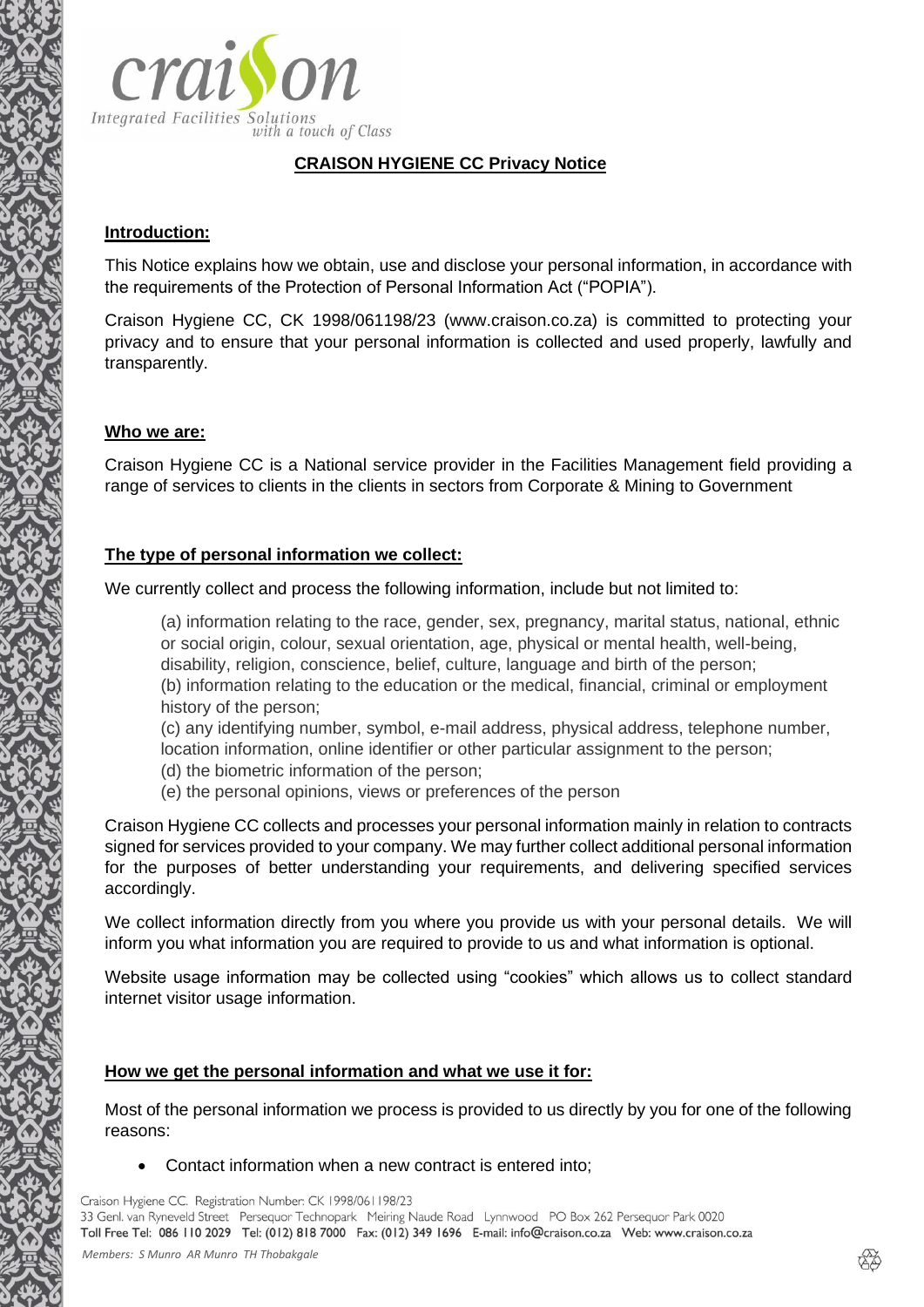# CRAISON HYGIENE CC Privacy Notice

## Introduction:

This Notice explains how we obtain, use and disclose your personal information, in accordance with the requirements of the Protection of Personal Information Act ("POPIA").

Craison Hygiene CC, CK 1998/061198/23 (www.craison.co.za) is committed to protecting your privacy and to ensure that your personal information is collected and used properly, lawfully and transparently.

## Who we are:

Craison Hygiene CC is a National service provider in the Facilities Management field providing a range of services to clients in the clients in sectors from Corporate & Mining to Government

## The type of personal information we collect:

We currently collect and process the following information, include but not limited to:

(a) information relating to the race, gender, sex, pregnancy, marital status, national, ethnic or social origin, colour, sexual orientation, age, physical or mental health, well-being, disability, religion, conscience, belief, culture, language and birth of the person;
(b) information relating to the education or the medical, financial, criminal or employment history of the person;
(c) any identifying number, symbol, e-mail address, physical address, telephone number, location information, online identifier or other particular assignment to the person;
(d) the biometric information of the person;
(e) the personal opinions, views or preferences of the person

Craison Hygiene CC collects and processes your personal information mainly in relation to contracts signed for services provided to your company. We may further collect additional personal information for the purposes of better understanding your requirements, and delivering specified services accordingly.

We collect information directly from you where you provide us with your personal details. We will inform you what information you are required to provide to us and what information is optional.

Website usage information may be collected using "cookies" which allows us to collect standard internet visitor usage information.

## How we get the personal information and what we use it for:

Most of the personal information we process is provided to us directly by you for one of the following reasons:

- Contact information when a new contract is entered into;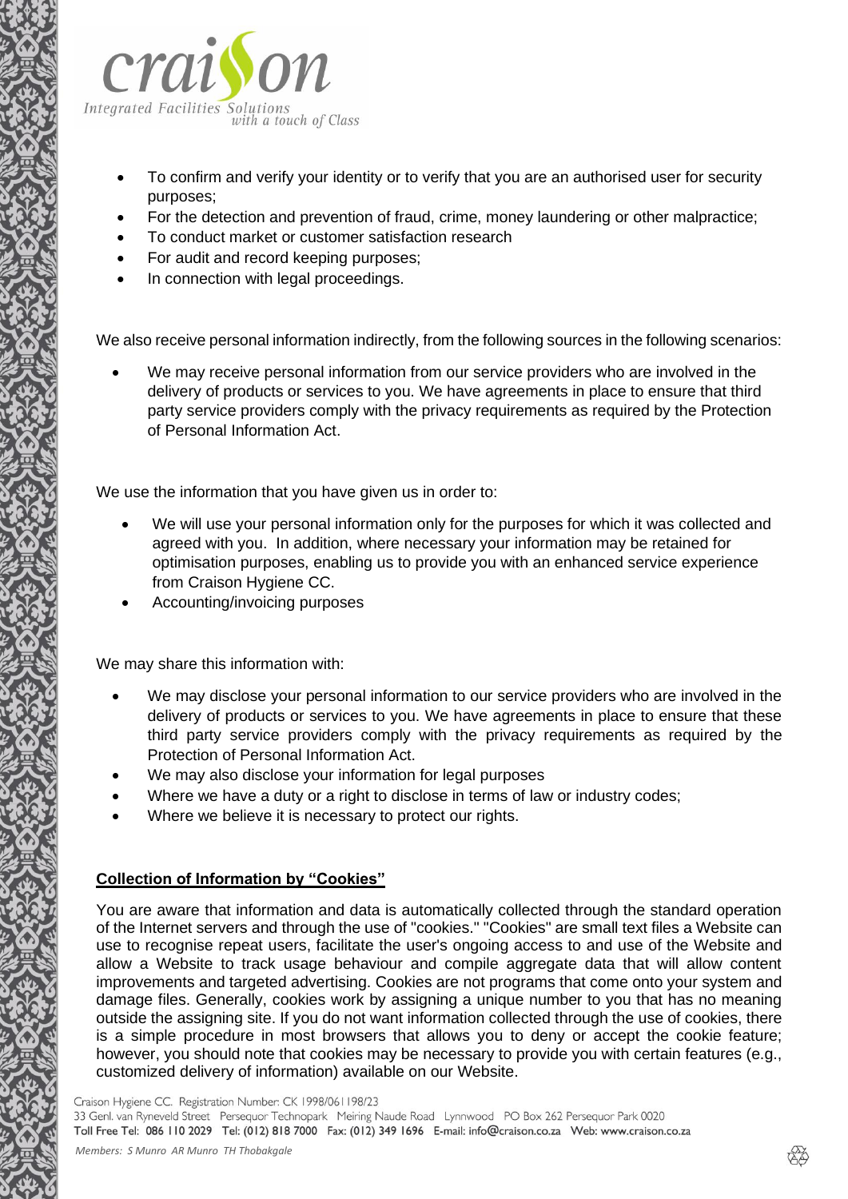- To confirm and verify your identity or to verify that you are an authorised user for security purposes;
- For the detection and prevention of fraud, crime, money laundering or other malpractice;
- To conduct market or customer satisfaction research
- For audit and record keeping purposes;
- In connection with legal proceedings.

We also receive personal information indirectly, from the following sources in the following scenarios:

- We may receive personal information from our service providers who are involved in the delivery of products or services to you. We have agreements in place to ensure that third party service providers comply with the privacy requirements as required by the Protection of Personal Information Act.

We use the information that you have given us in order to:

- We will use your personal information only for the purposes for which it was collected and agreed with you. In addition, where necessary your information may be retained for optimisation purposes, enabling us to provide you with an enhanced service experience from Craison Hygiene CC.
- Accounting/invoicing purposes

We may share this information with:

- We may disclose your personal information to our service providers who are involved in the delivery of products or services to you. We have agreements in place to ensure that these third party service providers comply with the privacy requirements as required by the Protection of Personal Information Act.
- We may also disclose your information for legal purposes
- Where we have a duty or a right to disclose in terms of law or industry codes;
- Where we believe it is necessary to protect our rights.

**Collection of Information by "Cookies"**

You are aware that information and data is automatically collected through the standard operation of the Internet servers and through the use of "cookies." "Cookies" are small text files a Website can use to recognise repeat users, facilitate the user's ongoing access to and use of the Website and allow a Website to track usage behaviour and compile aggregate data that will allow content improvements and targeted advertising. Cookies are not programs that come onto your system and damage files. Generally, cookies work by assigning a unique number to you that has no meaning outside the assigning site. If you do not want information collected through the use of cookies, there is a simple procedure in most browsers that allows you to deny or accept the cookie feature; however, you should note that cookies may be necessary to provide you with certain features (e.g., customized delivery of information) available on our Website.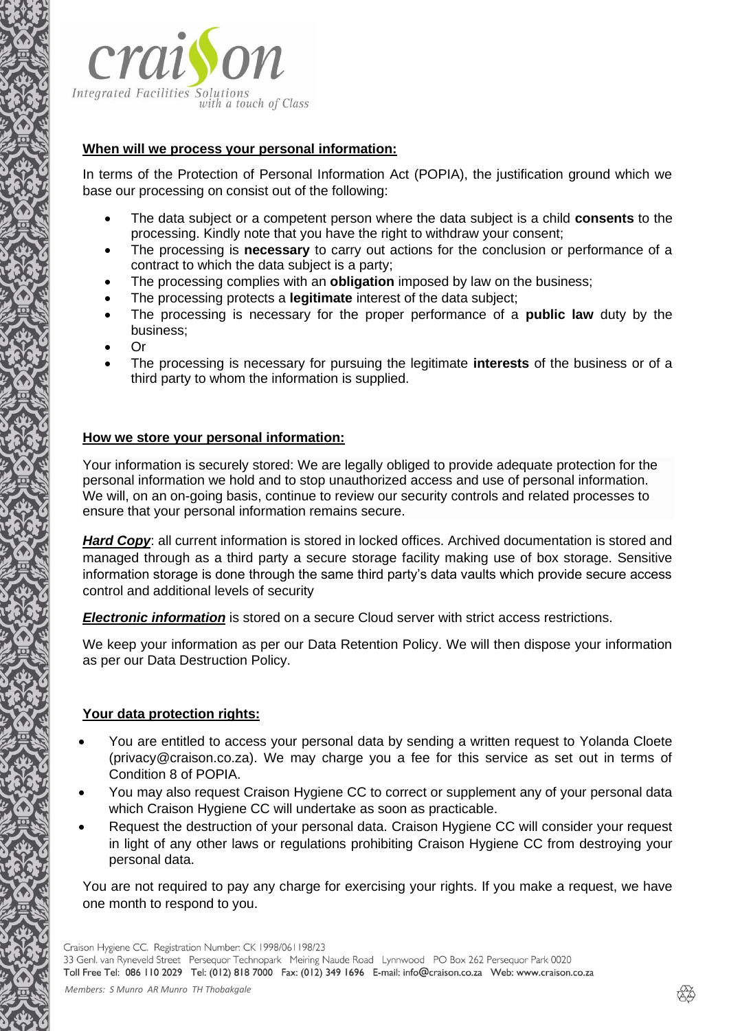**When will we process your personal information:**

In terms of the Protection of Personal Information Act (POPIA), the justification ground which we base our processing on consist out of the following:

- The data subject or a competent person where the data subject is a child **consents** to the processing. Kindly note that you have the right to withdraw your consent;
- The processing is **necessary** to carry out actions for the conclusion or performance of a contract to which the data subject is a party;
- The processing complies with an **obligation** imposed by law on the business;
- The processing protects a **legitimate** interest of the data subject;
- The processing is necessary for the proper performance of a **public law** duty by the business;
- Or
- The processing is necessary for pursuing the legitimate **interests** of the business or of a third party to whom the information is supplied.

**How we store your personal information:**

Your information is securely stored: We are legally obliged to provide adequate protection for the personal information we hold and to stop unauthorized access and use of personal information. We will, on an on-going basis, continue to review our security controls and related processes to ensure that your personal information remains secure.

***Hard Copy***: all current information is stored in locked offices. Archived documentation is stored and managed through as a third party a secure storage facility making use of box storage. Sensitive information storage is done through the same third party's data vaults which provide secure access control and additional levels of security

***Electronic information*** is stored on a secure Cloud server with strict access restrictions.

We keep your information as per our Data Retention Policy. We will then dispose your information as per our Data Destruction Policy.

**Your data protection rights:**

- You are entitled to access your personal data by sending a written request to Yolanda Cloete (privacy@craison.co.za). We may charge you a fee for this service as set out in terms of Condition 8 of POPIA.
- You may also request Craison Hygiene CC to correct or supplement any of your personal data which Craison Hygiene CC will undertake as soon as practicable.
- Request the destruction of your personal data. Craison Hygiene CC will consider your request in light of any other laws or regulations prohibiting Craison Hygiene CC from destroying your personal data.

You are not required to pay any charge for exercising your rights. If you make a request, we have one month to respond to you.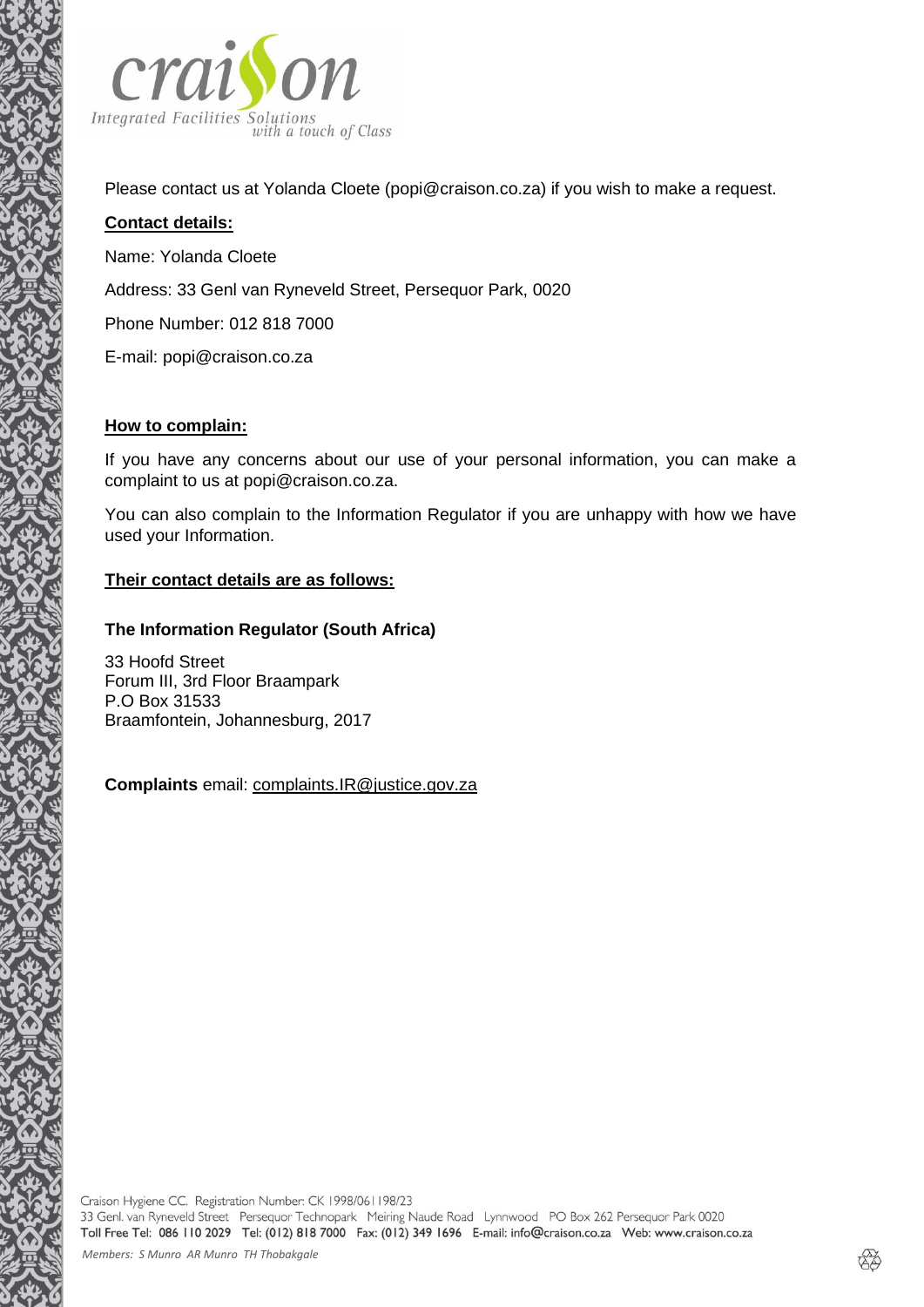Please contact us at Yolanda Cloete (popi@craison.co.za) if you wish to make a request.

**Contact details:**

Name: Yolanda Cloete

Address: 33 Genl van Ryneveld Street, Persequor Park, 0020

Phone Number: 012 818 7000

E-mail: popi@craison.co.za

**How to complain:**

If you have any concerns about our use of your personal information, you can make a complaint to us at popi@craison.co.za.

You can also complain to the Information Regulator if you are unhappy with how we have used your Information.

**Their contact details are as follows:**

**The Information Regulator (South Africa)**

33 Hoofd Street
Forum III, 3rd Floor Braampark
P.O Box 31533
Braamfontein, Johannesburg, 2017

**Complaints** email: complaints.IR@justice.gov.za